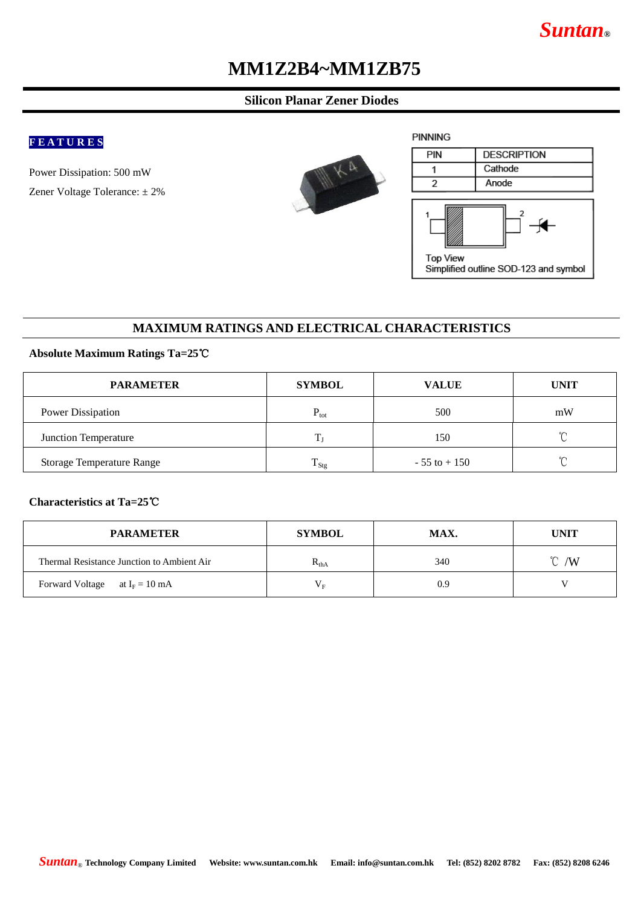# MM1Z2B4~MM1ZB75

## Silicon Planar Zener Diodes

**FEATURES**

Power Dissipation: 500 mW

Zener Voltage Tolerance: ± 2%

PINNING

| PIN | DESCRIPTION |
|---|---|
| 1 | Cathode |
| 2 | Anode |

Top View
Simplified outline SOD-123 and symbol

## MAXIMUM RATINGS AND ELECTRICAL CHARACTERISTICS

**Absolute Maximum Ratings Ta=25℃**

| PARAMETER | SYMBOL | VALUE | UNIT |
|---|---|---|---|
| Power Dissipation | $P_{tot}$ | 500 | mW |
| Junction Temperature | $T_J$ | 150 | ℃ |
| Storage Temperature Range | $T_{Stg}$ | - 55 to + 150 | ℃ |

**Characteristics at Ta=25℃**

| PARAMETER | SYMBOL | MAX. | UNIT |
|---|---|---|---|
| Thermal Resistance Junction to Ambient Air | $R_{thA}$ | 340 | ℃ /W |
| Forward Voltage at $I_F$ = 10 mA | $V_F$ | 0.9 | V |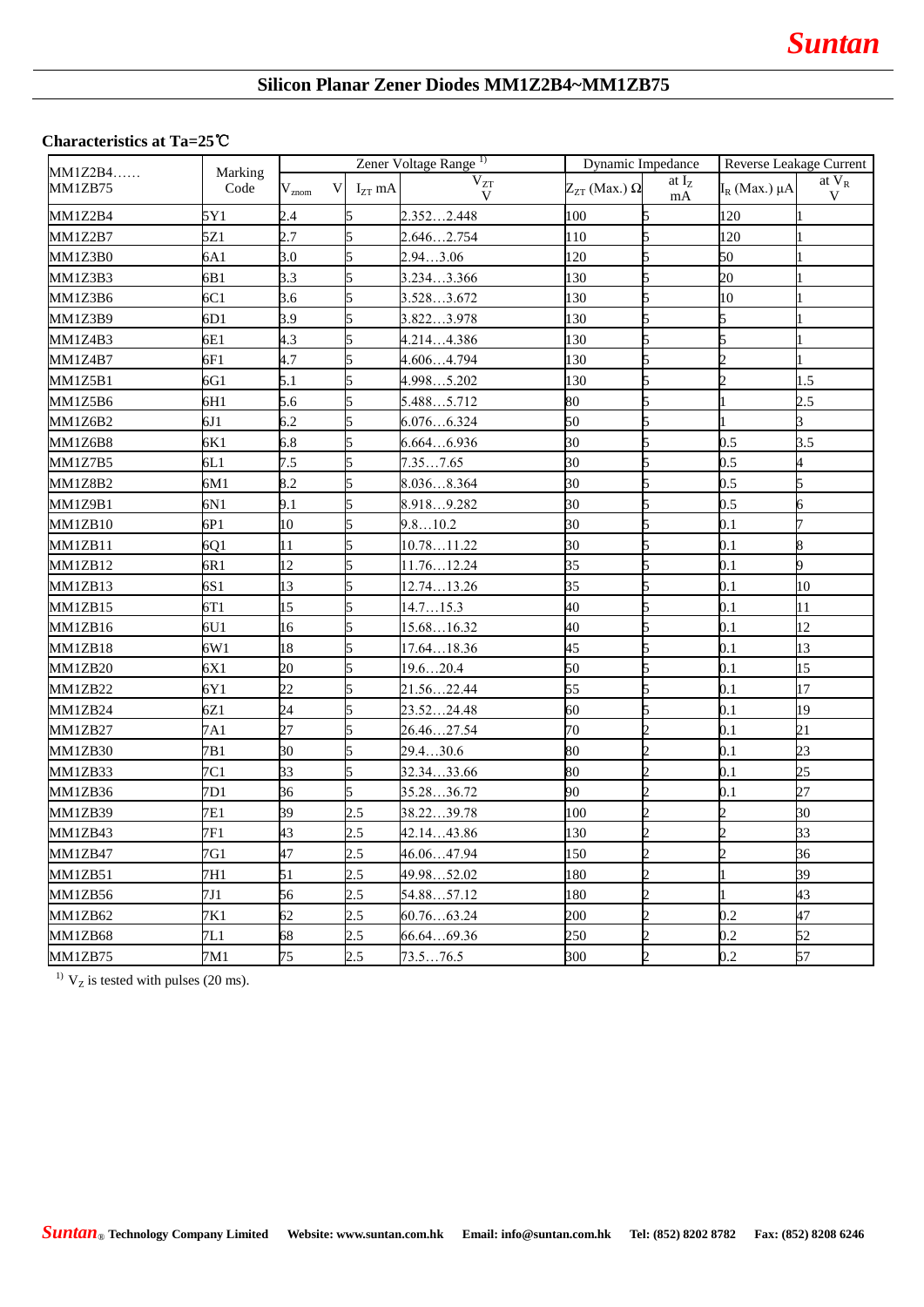## Silicon Planar Zener Diodes MM1Z2B4~MM1ZB75

**Characteristics at Ta=25℃**

| MM1Z2B4…… MM1ZB75 | Marking Code | Zener Voltage Range [1] | | | Dynamic Impedance | | Reverse Leakage Current | |
|---|---|---|---|---|---|---|---|---|
| | | $V_{znom}$ V | $I_{ZT}$ mA | $V_{ZT}$ V | $Z_{ZT}$ (Max.) Ω | at $I_Z$ mA | $I_R$ (Max.) μA | at $V_R$ V |
| MM1Z2B4 | 5Y1 | 2.4 | 5 | 2.352…2.448 | 100 | 5 | 120 | 1 |
| MM1Z2B7 | 5Z1 | 2.7 | 5 | 2.646…2.754 | 110 | 5 | 120 | 1 |
| MM1Z3B0 | 6A1 | 3.0 | 5 | 2.94…3.06 | 120 | 5 | 50 | 1 |
| MM1Z3B3 | 6B1 | 3.3 | 5 | 3.234…3.366 | 130 | 5 | 20 | 1 |
| MM1Z3B6 | 6C1 | 3.6 | 5 | 3.528…3.672 | 130 | 5 | 10 | 1 |
| MM1Z3B9 | 6D1 | 3.9 | 5 | 3.822…3.978 | 130 | 5 | 5 | 1 |
| MM1Z4B3 | 6E1 | 4.3 | 5 | 4.214…4.386 | 130 | 5 | 5 | 1 |
| MM1Z4B7 | 6F1 | 4.7 | 5 | 4.606…4.794 | 130 | 5 | 2 | 1 |
| MM1Z5B1 | 6G1 | 5.1 | 5 | 4.998…5.202 | 130 | 5 | 2 | 1.5 |
| MM1Z5B6 | 6H1 | 5.6 | 5 | 5.488…5.712 | 80 | 5 | 1 | 2.5 |
| MM1Z6B2 | 6J1 | 6.2 | 5 | 6.076…6.324 | 50 | 5 | 1 | 3 |
| MM1Z6B8 | 6K1 | 6.8 | 5 | 6.664…6.936 | 30 | 5 | 0.5 | 3.5 |
| MM1Z7B5 | 6L1 | 7.5 | 5 | 7.35…7.65 | 30 | 5 | 0.5 | 4 |
| MM1Z8B2 | 6M1 | 8.2 | 5 | 8.036…8.364 | 30 | 5 | 0.5 | 5 |
| MM1Z9B1 | 6N1 | 9.1 | 5 | 8.918…9.282 | 30 | 5 | 0.5 | 6 |
| MM1ZB10 | 6P1 | 10 | 5 | 9.8…10.2 | 30 | 5 | 0.1 | 7 |
| MM1ZB11 | 6Q1 | 11 | 5 | 10.78…11.22 | 30 | 5 | 0.1 | 8 |
| MM1ZB12 | 6R1 | 12 | 5 | 11.76…12.24 | 35 | 5 | 0.1 | 9 |
| MM1ZB13 | 6S1 | 13 | 5 | 12.74…13.26 | 35 | 5 | 0.1 | 10 |
| MM1ZB15 | 6T1 | 15 | 5 | 14.7…15.3 | 40 | 5 | 0.1 | 11 |
| MM1ZB16 | 6U1 | 16 | 5 | 15.68…16.32 | 40 | 5 | 0.1 | 12 |
| MM1ZB18 | 6W1 | 18 | 5 | 17.64…18.36 | 45 | 5 | 0.1 | 13 |
| MM1ZB20 | 6X1 | 20 | 5 | 19.6…20.4 | 50 | 5 | 0.1 | 15 |
| MM1ZB22 | 6Y1 | 22 | 5 | 21.56…22.44 | 55 | 5 | 0.1 | 17 |
| MM1ZB24 | 6Z1 | 24 | 5 | 23.52…24.48 | 60 | 5 | 0.1 | 19 |
| MM1ZB27 | 7A1 | 27 | 5 | 26.46…27.54 | 70 | 2 | 0.1 | 21 |
| MM1ZB30 | 7B1 | 30 | 5 | 29.4…30.6 | 80 | 2 | 0.1 | 23 |
| MM1ZB33 | 7C1 | 33 | 5 | 32.34…33.66 | 80 | 2 | 0.1 | 25 |
| MM1ZB36 | 7D1 | 36 | 5 | 35.28…36.72 | 90 | 2 | 0.1 | 27 |
| MM1ZB39 | 7E1 | 39 | 2.5 | 38.22…39.78 | 100 | 2 | 2 | 30 |
| MM1ZB43 | 7F1 | 43 | 2.5 | 42.14…43.86 | 130 | 2 | 2 | 33 |
| MM1ZB47 | 7G1 | 47 | 2.5 | 46.06…47.94 | 150 | 2 | 2 | 36 |
| MM1ZB51 | 7H1 | 51 | 2.5 | 49.98…52.02 | 180 | 2 | 1 | 39 |
| MM1ZB56 | 7J1 | 56 | 2.5 | 54.88…57.12 | 180 | 2 | 1 | 43 |
| MM1ZB62 | 7K1 | 62 | 2.5 | 60.76…63.24 | 200 | 2 | 0.2 | 47 |
| MM1ZB68 | 7L1 | 68 | 2.5 | 66.64…69.36 | 250 | 2 | 0.2 | 52 |
| MM1ZB75 | 7M1 | 75 | 2.5 | 73.5…76.5 | 300 | 2 | 0.2 | 57 |

[1] $V_Z$ is tested with pulses (20 ms).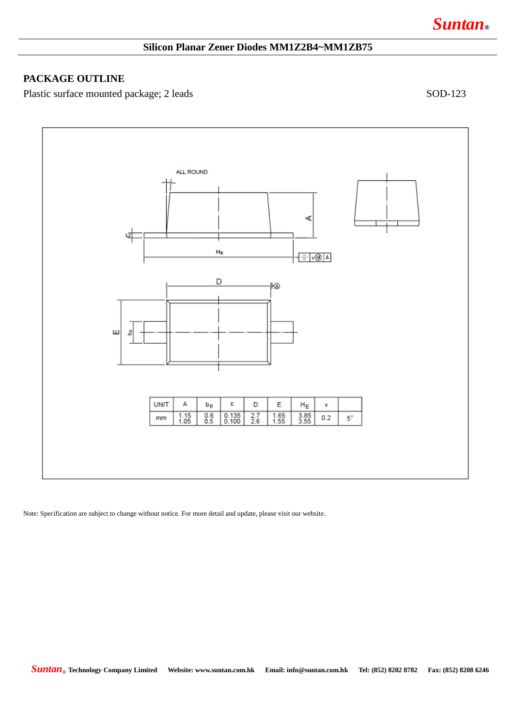## PACKAGE OUTLINE

Plastic surface mounted package; 2 leads

SOD-123

| UNIT | A | $b_p$ | c | D | E | $H_E$ | v | |
|---|---|---|---|---|---|---|---|---|
| mm | 1.15<br>1.05 | 0.6<br>0.5 | 0.135<br>0.100 | 2.7<br>2.6 | 1.65<br>1.55 | 3.85<br>3.55 | 0.2 | 5° |

Note: Specification are subject to change without notice. For more detail and update, please visit our website.